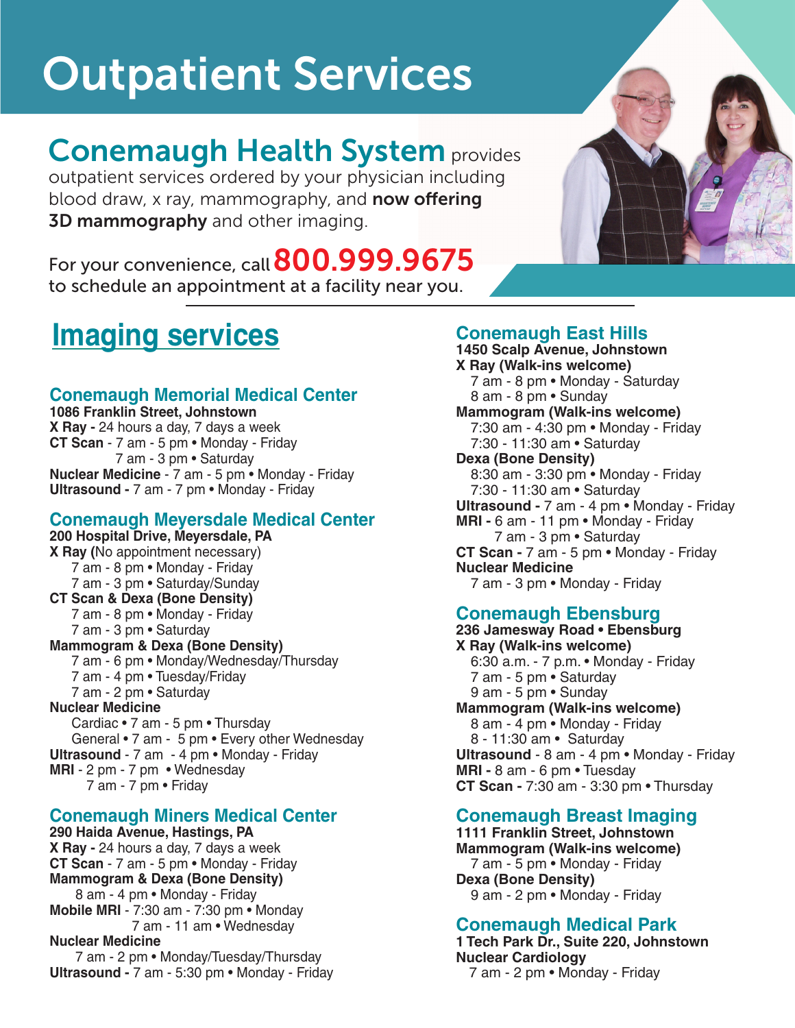# Outpatient Services

## Conemaugh Health System provides outpatient services ordered by your physician including blood draw, x ray, mammography, and **now offering 3D mammography** and other imaging.

For your convenience, call **800.999.9675** to schedule an appointment at a facility near you.

## Imaging services

### Conemaugh Memorial Medical Center

**1086 Franklin Street, Johnstown**

**X Ray -** 24 hours a day, 7 days a week

**CT Scan** - 7 am - 5 pm • Monday - Friday
7 am - 3 pm • Saturday

**Nuclear Medicine** - 7 am - 5 pm • Monday - Friday

**Ultrasound -** 7 am - 7 pm • Monday - Friday

### Conemaugh Meyersdale Medical Center

**200 Hospital Drive, Meyersdale, PA**

**X Ray (**No appointment necessary)
7 am - 8 pm • Monday - Friday
7 am - 3 pm • Saturday/Sunday

**CT Scan & Dexa (Bone Density)**
7 am - 8 pm • Monday - Friday
7 am - 3 pm • Saturday

**Mammogram & Dexa (Bone Density)**
7 am - 6 pm • Monday/Wednesday/Thursday
7 am - 4 pm • Tuesday/Friday
7 am - 2 pm • Saturday

**Nuclear Medicine**
Cardiac • 7 am - 5 pm • Thursday
General • 7 am - 5 pm • Every other Wednesday

**Ultrasound** - 7 am - 4 pm • Monday - Friday

**MRI** - 2 pm - 7 pm • Wednesday
7 am - 7 pm • Friday

### Conemaugh Miners Medical Center

**290 Haida Avenue, Hastings, PA**

**X Ray -** 24 hours a day, 7 days a week

**CT Scan** - 7 am - 5 pm • Monday - Friday

**Mammogram & Dexa (Bone Density)**
8 am - 4 pm • Monday - Friday

**Mobile MRI** - 7:30 am - 7:30 pm • Monday
7 am - 11 am • Wednesday

**Nuclear Medicine**
7 am - 2 pm • Monday/Tuesday/Thursday

**Ultrasound -** 7 am - 5:30 pm • Monday - Friday

### Conemaugh East Hills

**1450 Scalp Avenue, Johnstown**

**X Ray (Walk-ins welcome)**
7 am - 8 pm • Monday - Saturday
8 am - 8 pm • Sunday

**Mammogram (Walk-ins welcome)**
7:30 am - 4:30 pm • Monday - Friday
7:30 - 11:30 am • Saturday

**Dexa (Bone Density)**
8:30 am - 3:30 pm • Monday - Friday
7:30 - 11:30 am • Saturday

**Ultrasound -** 7 am - 4 pm • Monday - Friday

**MRI -** 6 am - 11 pm • Monday - Friday
7 am - 3 pm • Saturday

**CT Scan -** 7 am - 5 pm • Monday - Friday

**Nuclear Medicine**
7 am - 3 pm • Monday - Friday

### Conemaugh Ebensburg

**236 Jamesway Road • Ebensburg**

**X Ray (Walk-ins welcome)**
6:30 a.m. - 7 p.m. • Monday - Friday
7 am - 5 pm • Saturday
9 am - 5 pm • Sunday

**Mammogram (Walk-ins welcome)**
8 am - 4 pm • Monday - Friday
8 - 11:30 am • Saturday

**Ultrasound** - 8 am - 4 pm • Monday - Friday

**MRI** - 8 am - 6 pm • Tuesday

**CT Scan -** 7:30 am - 3:30 pm • Thursday

### Conemaugh Breast Imaging

**1111 Franklin Street, Johnstown**

**Mammogram (Walk-ins welcome)**
7 am - 5 pm • Monday - Friday

**Dexa (Bone Density)**
9 am - 2 pm • Monday - Friday

### Conemaugh Medical Park

**1 Tech Park Dr., Suite 220, Johnstown**

**Nuclear Cardiology**
7 am - 2 pm • Monday - Friday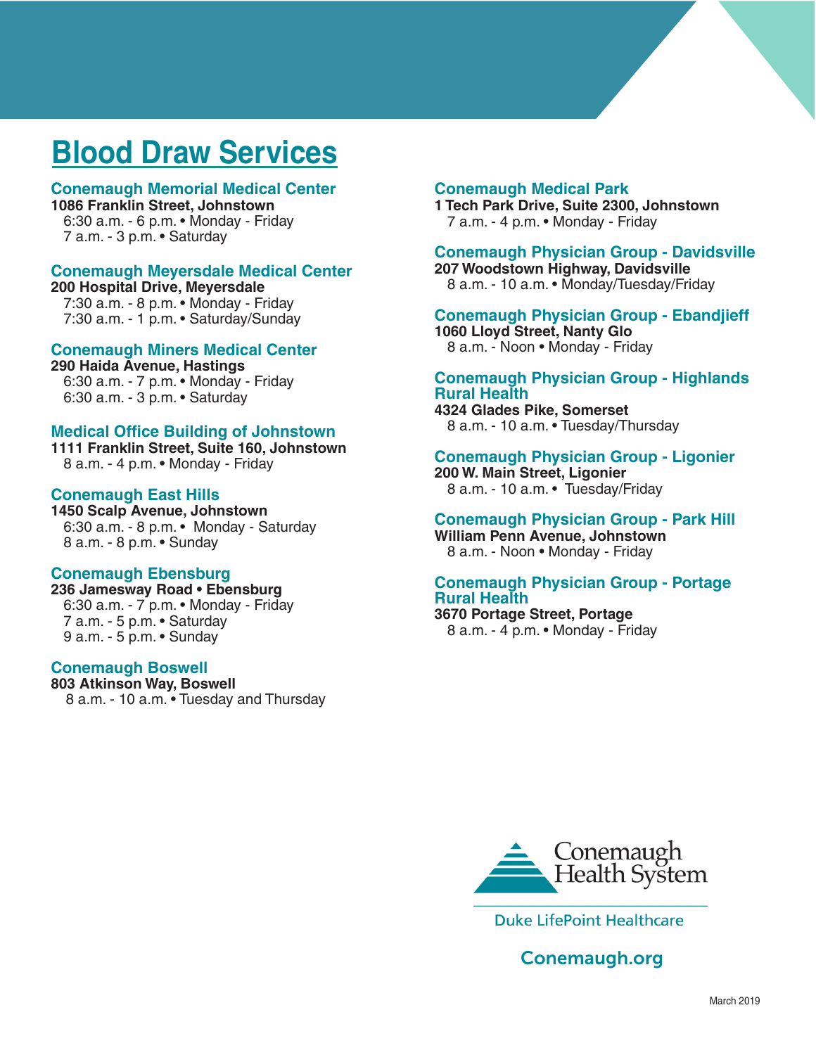# Blood Draw Services

### Conemaugh Memorial Medical Center
**1086 Franklin Street, Johnstown**
6:30 a.m. - 6 p.m. • Monday - Friday
7 a.m. - 3 p.m. • Saturday

### Conemaugh Meyersdale Medical Center
**200 Hospital Drive, Meyersdale**
7:30 a.m. - 8 p.m. • Monday - Friday
7:30 a.m. - 1 p.m. • Saturday/Sunday

### Conemaugh Miners Medical Center
**290 Haida Avenue, Hastings**
6:30 a.m. - 7 p.m. • Monday - Friday
6:30 a.m. - 3 p.m. • Saturday

### Medical Office Building of Johnstown
**1111 Franklin Street, Suite 160, Johnstown**
8 a.m. - 4 p.m. • Monday - Friday

### Conemaugh East Hills
**1450 Scalp Avenue, Johnstown**
6:30 a.m. - 8 p.m. • Monday - Saturday
8 a.m. - 8 p.m. • Sunday

### Conemaugh Ebensburg
**236 Jamesway Road • Ebensburg**
6:30 a.m. - 7 p.m. • Monday - Friday
7 a.m. - 5 p.m. • Saturday
9 a.m. - 5 p.m. • Sunday

### Conemaugh Boswell
**803 Atkinson Way, Boswell**
8 a.m. - 10 a.m. • Tuesday and Thursday

### Conemaugh Medical Park
**1 Tech Park Drive, Suite 2300, Johnstown**
7 a.m. - 4 p.m. • Monday - Friday

### Conemaugh Physician Group - Davidsville
**207 Woodstown Highway, Davidsville**
8 a.m. - 10 a.m. • Monday/Tuesday/Friday

### Conemaugh Physician Group - Ebandjieff
**1060 Lloyd Street, Nanty Glo**
8 a.m. - Noon • Monday - Friday

### Conemaugh Physician Group - Highlands Rural Health
**4324 Glades Pike, Somerset**
8 a.m. - 10 a.m. • Tuesday/Thursday

### Conemaugh Physician Group - Ligonier
**200 W. Main Street, Ligonier**
8 a.m. - 10 a.m. • Tuesday/Friday

### Conemaugh Physician Group - Park Hill
**William Penn Avenue, Johnstown**
8 a.m. - Noon • Monday - Friday

### Conemaugh Physician Group - Portage Rural Health
**3670 Portage Street, Portage**
8 a.m. - 4 p.m. • Monday - Friday

Conemaugh Health System

Duke LifePoint Healthcare

Conemaugh.org

March 2019